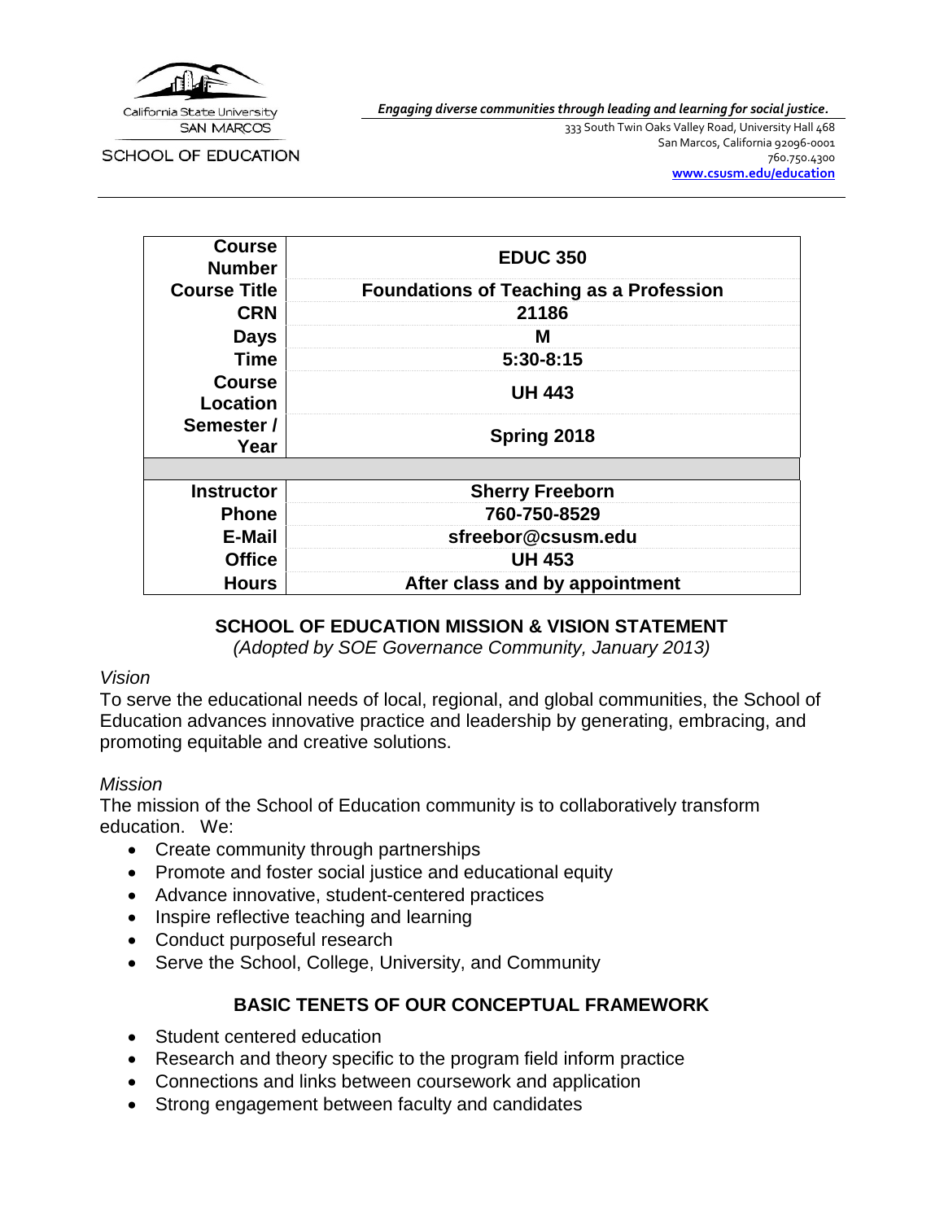California State University
SAN MARCOS

SCHOOL OF EDUCATION

*Engaging diverse communities through leading and learning for social justice.*

333 South Twin Oaks Valley Road, University Hall 468
San Marcos, California 92096-0001
760.750.4300
**www.csusm.edu/education**

| | |
|---|---|
| **Course Number** | **EDUC 350** |
| **Course Title** | **Foundations of Teaching as a Profession** |
| **CRN** | **21186** |
| **Days** | **M** |
| **Time** | **5:30-8:15** |
| **Course Location** | **UH 443** |
| **Semester / Year** | **Spring 2018** |
| | |
| **Instructor** | **Sherry Freeborn** |
| **Phone** | **760-750-8529** |
| **E-Mail** | **sfreebor@csusm.edu** |
| **Office** | **UH 453** |
| **Hours** | **After class and by appointment** |

## SCHOOL OF EDUCATION MISSION & VISION STATEMENT

*(Adopted by SOE Governance Community, January 2013)*

*Vision*

To serve the educational needs of local, regional, and global communities, the School of Education advances innovative practice and leadership by generating, embracing, and promoting equitable and creative solutions.

*Mission*

The mission of the School of Education community is to collaboratively transform education. We:

- Create community through partnerships
- Promote and foster social justice and educational equity
- Advance innovative, student-centered practices
- Inspire reflective teaching and learning
- Conduct purposeful research
- Serve the School, College, University, and Community

## BASIC TENETS OF OUR CONCEPTUAL FRAMEWORK

- Student centered education
- Research and theory specific to the program field inform practice
- Connections and links between coursework and application
- Strong engagement between faculty and candidates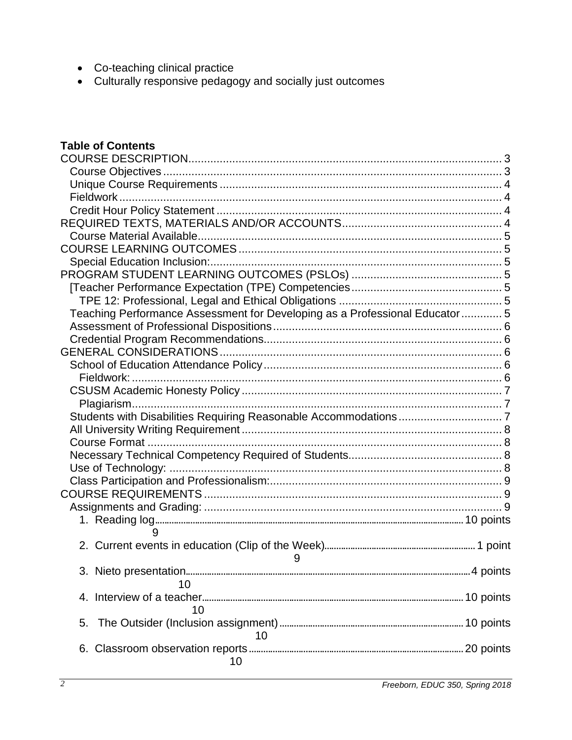- Co-teaching clinical practice
- Culturally responsive pedagogy and socially just outcomes

**Table of Contents**

COURSE DESCRIPTION .......... 3
- Course Objectives .......... 3
- Unique Course Requirements .......... 4
- Fieldwork .......... 4
- Credit Hour Policy Statement .......... 4

REQUIRED TEXTS, MATERIALS AND/OR ACCOUNTS .......... 4
- Course Material Available .......... 5

COURSE LEARNING OUTCOMES .......... 5
- Special Education Inclusion: .......... 5

PROGRAM STUDENT LEARNING OUTCOMES (PSLOs) .......... 5
- [Teacher Performance Expectation (TPE) Competencies .......... 5
  - TPE 12: Professional, Legal and Ethical Obligations .......... 5
- Teaching Performance Assessment for Developing as a Professional Educator .......... 5
- Assessment of Professional Dispositions .......... 6
- Credential Program Recommendations .......... 6

GENERAL CONSIDERATIONS .......... 6
- School of Education Attendance Policy .......... 6
  - Fieldwork: .......... 6
- CSUSM Academic Honesty Policy .......... 7
  - Plagiarism .......... 7
- Students with Disabilities Requiring Reasonable Accommodations .......... 7
- All University Writing Requirement .......... 8
- Course Format .......... 8
- Necessary Technical Competency Required of Students .......... 8
- Use of Technology: .......... 8
- Class Participation and Professionalism: .......... 9

COURSE REQUIREMENTS .......... 9
- Assignments and Grading: .......... 9
  1. Reading log .......... 10 points 9
  2. Current events in education (Clip of the Week) .......... 1 point 9
  3. Nieto presentation .......... 4 points 10
  4. Interview of a teacher .......... 10 points 10
  5. The Outsider (Inclusion assignment) .......... 10 points 10
  6. Classroom observation reports .......... 20 points 10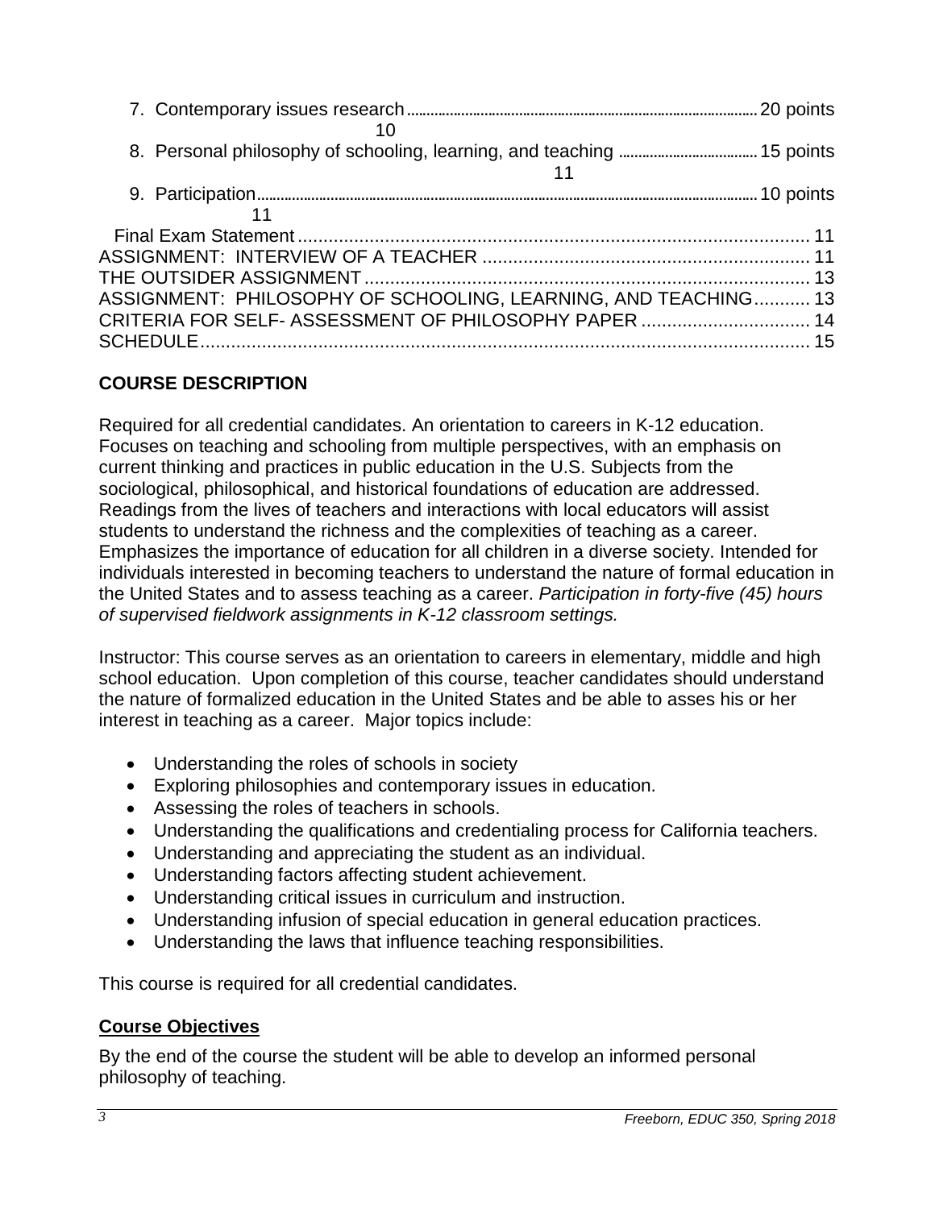7. Contemporary issues research ........................................................................ 20 points 10
8. Personal philosophy of schooling, learning, and teaching ........................ 15 points 11
9. Participation ........................................................................................................ 10 points 11

Final Exam Statement ........................................................................................ 11
ASSIGNMENT: INTERVIEW OF A TEACHER ................................................... 11
THE OUTSIDER ASSIGNMENT ........................................................................ 13
ASSIGNMENT: PHILOSOPHY OF SCHOOLING, LEARNING, AND TEACHING ........... 13
CRITERIA FOR SELF- ASSESSMENT OF PHILOSOPHY PAPER ..................... 14
SCHEDULE ........................................................................................................ 15

**COURSE DESCRIPTION**

Required for all credential candidates. An orientation to careers in K-12 education. Focuses on teaching and schooling from multiple perspectives, with an emphasis on current thinking and practices in public education in the U.S. Subjects from the sociological, philosophical, and historical foundations of education are addressed. Readings from the lives of teachers and interactions with local educators will assist students to understand the richness and the complexities of teaching as a career. Emphasizes the importance of education for all children in a diverse society. Intended for individuals interested in becoming teachers to understand the nature of formal education in the United States and to assess teaching as a career. *Participation in forty-five (45) hours of supervised fieldwork assignments in K-12 classroom settings.*

Instructor: This course serves as an orientation to careers in elementary, middle and high school education. Upon completion of this course, teacher candidates should understand the nature of formalized education in the United States and be able to asses his or her interest in teaching as a career. Major topics include:

- Understanding the roles of schools in society
- Exploring philosophies and contemporary issues in education.
- Assessing the roles of teachers in schools.
- Understanding the qualifications and credentialing process for California teachers.
- Understanding and appreciating the student as an individual.
- Understanding factors affecting student achievement.
- Understanding critical issues in curriculum and instruction.
- Understanding infusion of special education in general education practices.
- Understanding the laws that influence teaching responsibilities.

This course is required for all credential candidates.

**Course Objectives**

By the end of the course the student will be able to develop an informed personal philosophy of teaching.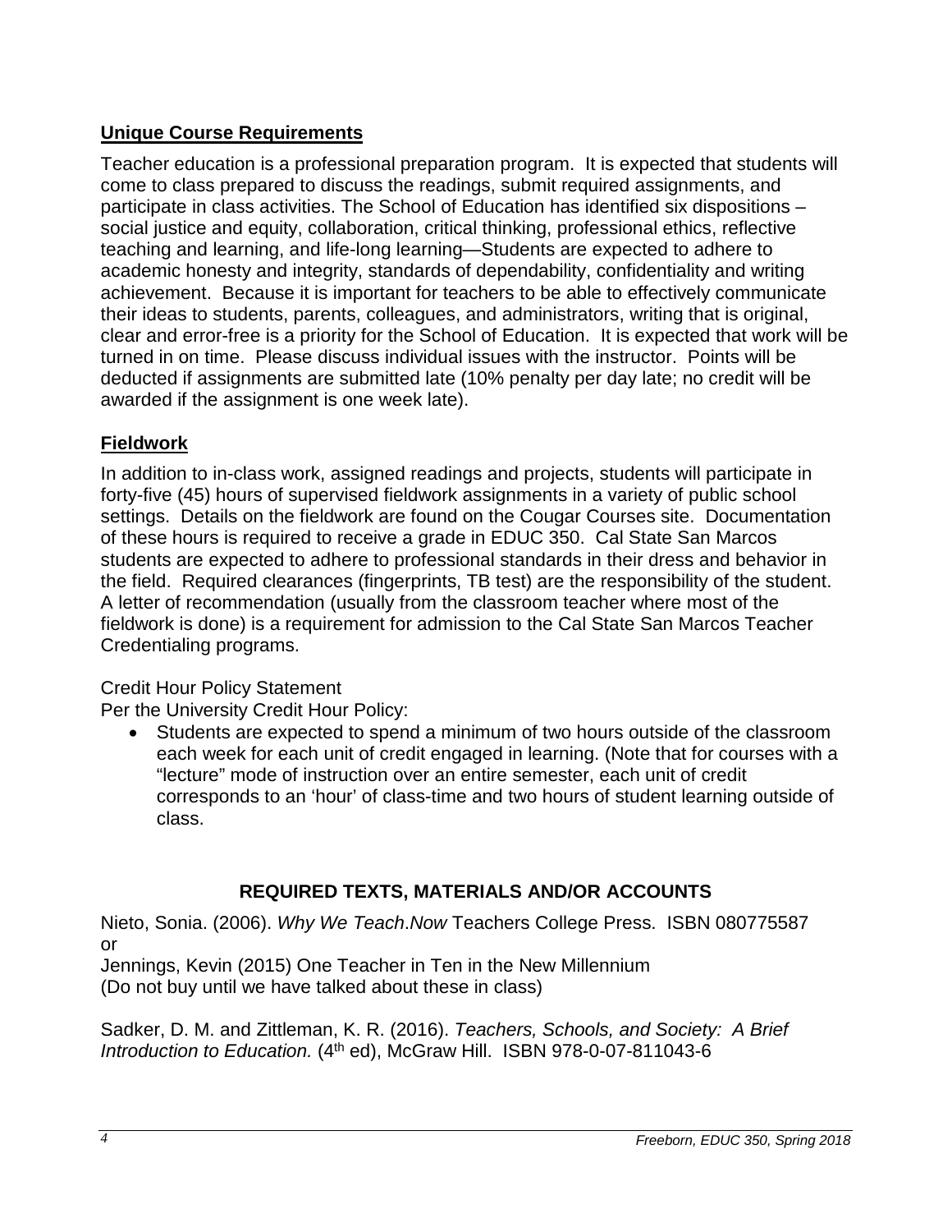## **Unique Course Requirements**

Teacher education is a professional preparation program. It is expected that students will come to class prepared to discuss the readings, submit required assignments, and participate in class activities. The School of Education has identified six dispositions – social justice and equity, collaboration, critical thinking, professional ethics, reflective teaching and learning, and life-long learning—Students are expected to adhere to academic honesty and integrity, standards of dependability, confidentiality and writing achievement. Because it is important for teachers to be able to effectively communicate their ideas to students, parents, colleagues, and administrators, writing that is original, clear and error-free is a priority for the School of Education. It is expected that work will be turned in on time. Please discuss individual issues with the instructor. Points will be deducted if assignments are submitted late (10% penalty per day late; no credit will be awarded if the assignment is one week late).

## **Fieldwork**

In addition to in-class work, assigned readings and projects, students will participate in forty-five (45) hours of supervised fieldwork assignments in a variety of public school settings. Details on the fieldwork are found on the Cougar Courses site. Documentation of these hours is required to receive a grade in EDUC 350. Cal State San Marcos students are expected to adhere to professional standards in their dress and behavior in the field. Required clearances (fingerprints, TB test) are the responsibility of the student. A letter of recommendation (usually from the classroom teacher where most of the fieldwork is done) is a requirement for admission to the Cal State San Marcos Teacher Credentialing programs.

Credit Hour Policy Statement

Per the University Credit Hour Policy:

- Students are expected to spend a minimum of two hours outside of the classroom each week for each unit of credit engaged in learning. (Note that for courses with a "lecture" mode of instruction over an entire semester, each unit of credit corresponds to an 'hour' of class-time and two hours of student learning outside of class.

## **REQUIRED TEXTS, MATERIALS AND/OR ACCOUNTS**

Nieto, Sonia. (2006). *Why We Teach*.*Now* Teachers College Press. ISBN 080775587 or

Jennings, Kevin (2015) One Teacher in Ten in the New Millennium

(Do not buy until we have talked about these in class)

Sadker, D. M. and Zittleman, K. R. (2016). *Teachers, Schools, and Society: A Brief Introduction to Education.* (4th ed), McGraw Hill. ISBN 978-0-07-811043-6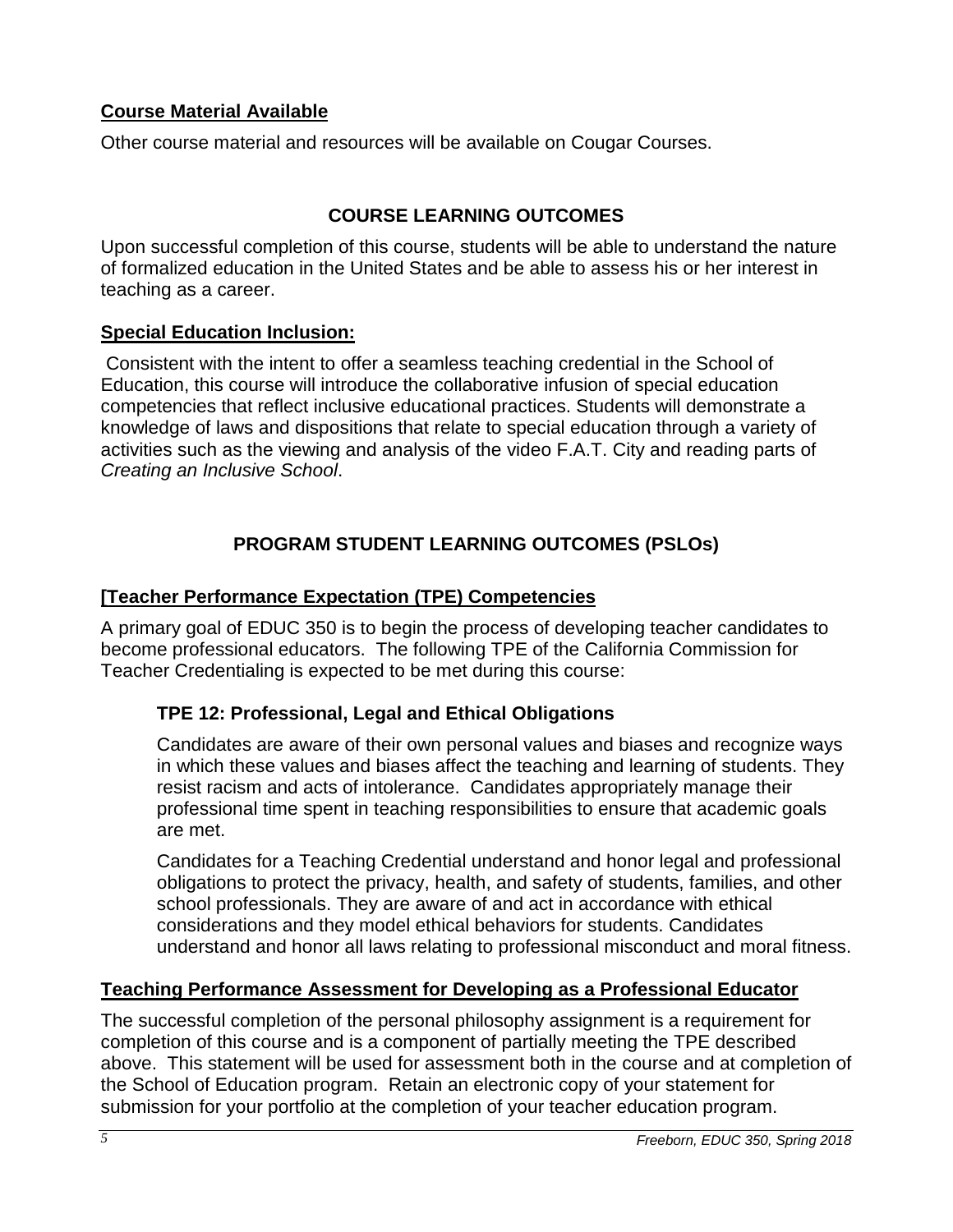**Course Material Available**

Other course material and resources will be available on Cougar Courses.

## COURSE LEARNING OUTCOMES

Upon successful completion of this course, students will be able to understand the nature of formalized education in the United States and be able to assess his or her interest in teaching as a career.

**Special Education Inclusion:**

Consistent with the intent to offer a seamless teaching credential in the School of Education, this course will introduce the collaborative infusion of special education competencies that reflect inclusive educational practices. Students will demonstrate a knowledge of laws and dispositions that relate to special education through a variety of activities such as the viewing and analysis of the video F.A.T. City and reading parts of *Creating an Inclusive School*.

## PROGRAM STUDENT LEARNING OUTCOMES (PSLOs)

**[Teacher Performance Expectation (TPE) Competencies**

A primary goal of EDUC 350 is to begin the process of developing teacher candidates to become professional educators. The following TPE of the California Commission for Teacher Credentialing is expected to be met during this course:

### TPE 12: Professional, Legal and Ethical Obligations

Candidates are aware of their own personal values and biases and recognize ways in which these values and biases affect the teaching and learning of students. They resist racism and acts of intolerance. Candidates appropriately manage their professional time spent in teaching responsibilities to ensure that academic goals are met.

Candidates for a Teaching Credential understand and honor legal and professional obligations to protect the privacy, health, and safety of students, families, and other school professionals. They are aware of and act in accordance with ethical considerations and they model ethical behaviors for students. Candidates understand and honor all laws relating to professional misconduct and moral fitness.

**Teaching Performance Assessment for Developing as a Professional Educator**

The successful completion of the personal philosophy assignment is a requirement for completion of this course and is a component of partially meeting the TPE described above. This statement will be used for assessment both in the course and at completion of the School of Education program. Retain an electronic copy of your statement for submission for your portfolio at the completion of your teacher education program.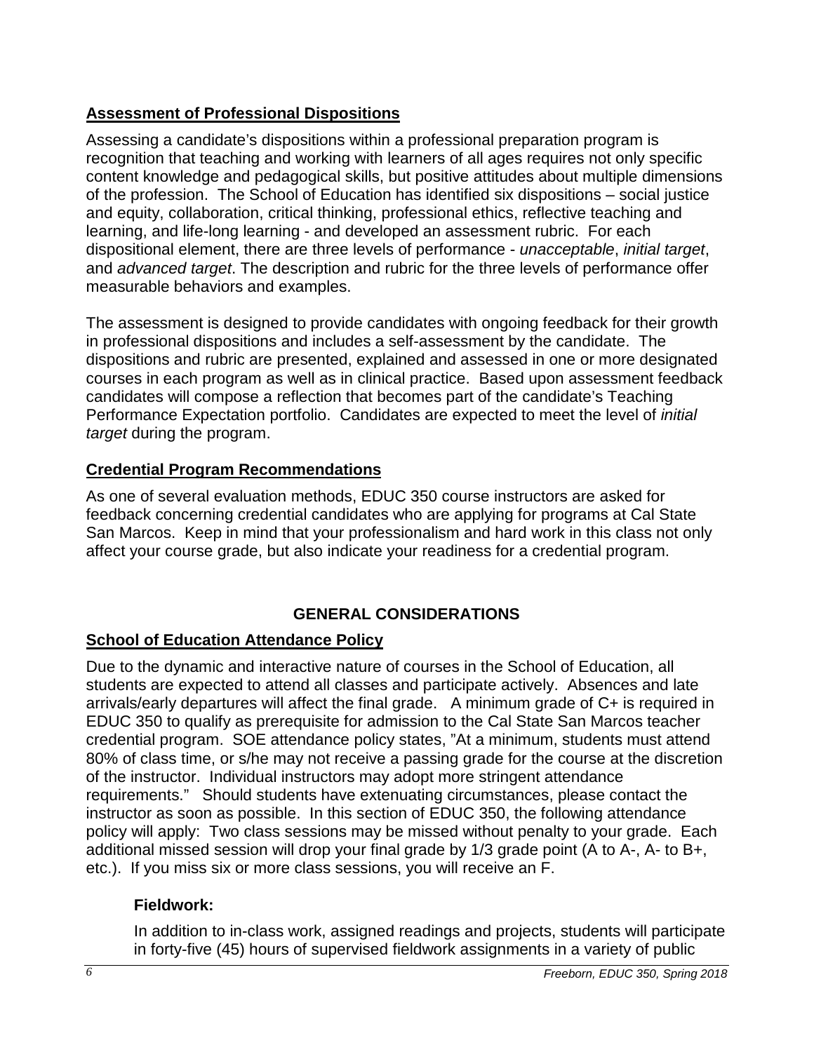**Assessment of Professional Dispositions**

Assessing a candidate's dispositions within a professional preparation program is recognition that teaching and working with learners of all ages requires not only specific content knowledge and pedagogical skills, but positive attitudes about multiple dimensions of the profession. The School of Education has identified six dispositions – social justice and equity, collaboration, critical thinking, professional ethics, reflective teaching and learning, and life-long learning - and developed an assessment rubric. For each dispositional element, there are three levels of performance - *unacceptable*, *initial target*, and *advanced target*. The description and rubric for the three levels of performance offer measurable behaviors and examples.

The assessment is designed to provide candidates with ongoing feedback for their growth in professional dispositions and includes a self-assessment by the candidate. The dispositions and rubric are presented, explained and assessed in one or more designated courses in each program as well as in clinical practice. Based upon assessment feedback candidates will compose a reflection that becomes part of the candidate's Teaching Performance Expectation portfolio. Candidates are expected to meet the level of *initial target* during the program.

**Credential Program Recommendations**

As one of several evaluation methods, EDUC 350 course instructors are asked for feedback concerning credential candidates who are applying for programs at Cal State San Marcos. Keep in mind that your professionalism and hard work in this class not only affect your course grade, but also indicate your readiness for a credential program.

## GENERAL CONSIDERATIONS

**School of Education Attendance Policy**

Due to the dynamic and interactive nature of courses in the School of Education, all students are expected to attend all classes and participate actively. Absences and late arrivals/early departures will affect the final grade. A minimum grade of C+ is required in EDUC 350 to qualify as prerequisite for admission to the Cal State San Marcos teacher credential program. SOE attendance policy states, "At a minimum, students must attend 80% of class time, or s/he may not receive a passing grade for the course at the discretion of the instructor. Individual instructors may adopt more stringent attendance requirements." Should students have extenuating circumstances, please contact the instructor as soon as possible. In this section of EDUC 350, the following attendance policy will apply: Two class sessions may be missed without penalty to your grade. Each additional missed session will drop your final grade by 1/3 grade point (A to A-, A- to B+, etc.). If you miss six or more class sessions, you will receive an F.

**Fieldwork:**

In addition to in-class work, assigned readings and projects, students will participate in forty-five (45) hours of supervised fieldwork assignments in a variety of public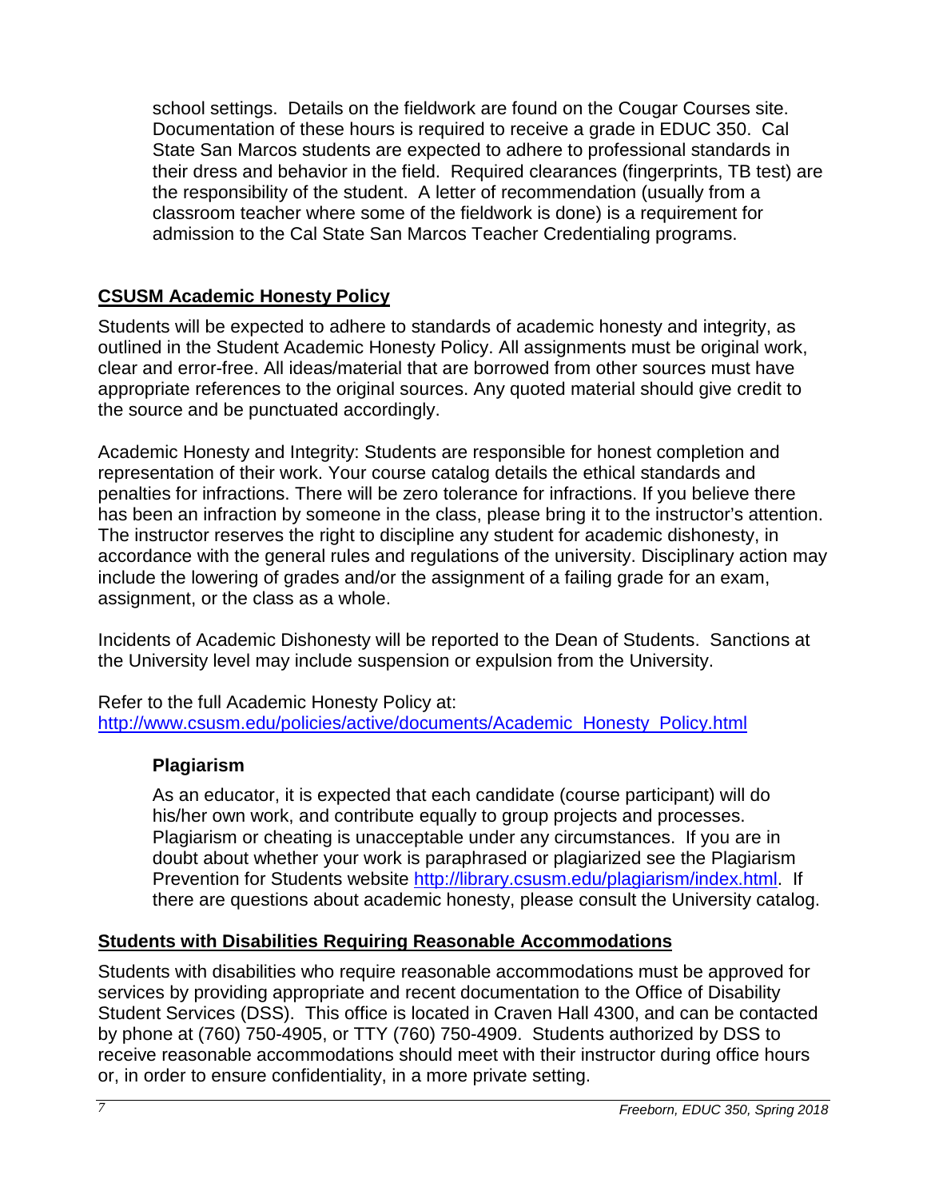school settings. Details on the fieldwork are found on the Cougar Courses site. Documentation of these hours is required to receive a grade in EDUC 350. Cal State San Marcos students are expected to adhere to professional standards in their dress and behavior in the field. Required clearances (fingerprints, TB test) are the responsibility of the student. A letter of recommendation (usually from a classroom teacher where some of the fieldwork is done) is a requirement for admission to the Cal State San Marcos Teacher Credentialing programs.

## CSUSM Academic Honesty Policy

Students will be expected to adhere to standards of academic honesty and integrity, as outlined in the Student Academic Honesty Policy. All assignments must be original work, clear and error-free. All ideas/material that are borrowed from other sources must have appropriate references to the original sources. Any quoted material should give credit to the source and be punctuated accordingly.

Academic Honesty and Integrity: Students are responsible for honest completion and representation of their work. Your course catalog details the ethical standards and penalties for infractions. There will be zero tolerance for infractions. If you believe there has been an infraction by someone in the class, please bring it to the instructor's attention. The instructor reserves the right to discipline any student for academic dishonesty, in accordance with the general rules and regulations of the university. Disciplinary action may include the lowering of grades and/or the assignment of a failing grade for an exam, assignment, or the class as a whole.

Incidents of Academic Dishonesty will be reported to the Dean of Students. Sanctions at the University level may include suspension or expulsion from the University.

Refer to the full Academic Honesty Policy at: [http://www.csusm.edu/policies/active/documents/Academic_Honesty_Policy.html](http://www.csusm.edu/policies/active/documents/Academic_Honesty_Policy.html)

### Plagiarism

As an educator, it is expected that each candidate (course participant) will do his/her own work, and contribute equally to group projects and processes. Plagiarism or cheating is unacceptable under any circumstances. If you are in doubt about whether your work is paraphrased or plagiarized see the Plagiarism Prevention for Students website [http://library.csusm.edu/plagiarism/index.html](http://library.csusm.edu/plagiarism/index.html). If there are questions about academic honesty, please consult the University catalog.

## Students with Disabilities Requiring Reasonable Accommodations

Students with disabilities who require reasonable accommodations must be approved for services by providing appropriate and recent documentation to the Office of Disability Student Services (DSS). This office is located in Craven Hall 4300, and can be contacted by phone at (760) 750-4905, or TTY (760) 750-4909. Students authorized by DSS to receive reasonable accommodations should meet with their instructor during office hours or, in order to ensure confidentiality, in a more private setting.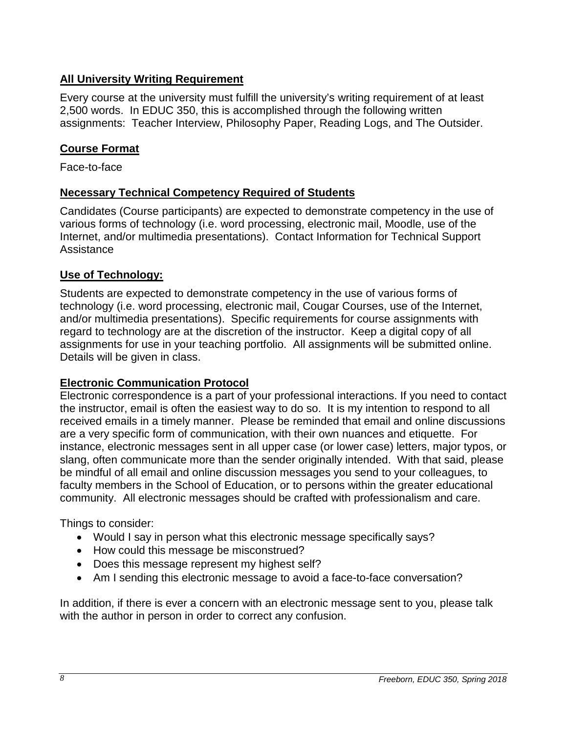## All University Writing Requirement

Every course at the university must fulfill the university's writing requirement of at least 2,500 words. In EDUC 350, this is accomplished through the following written assignments: Teacher Interview, Philosophy Paper, Reading Logs, and The Outsider.

## Course Format

Face-to-face

## Necessary Technical Competency Required of Students

Candidates (Course participants) are expected to demonstrate competency in the use of various forms of technology (i.e. word processing, electronic mail, Moodle, use of the Internet, and/or multimedia presentations). Contact Information for Technical Support Assistance

## Use of Technology:

Students are expected to demonstrate competency in the use of various forms of technology (i.e. word processing, electronic mail, Cougar Courses, use of the Internet, and/or multimedia presentations). Specific requirements for course assignments with regard to technology are at the discretion of the instructor. Keep a digital copy of all assignments for use in your teaching portfolio. All assignments will be submitted online. Details will be given in class.

## Electronic Communication Protocol

Electronic correspondence is a part of your professional interactions. If you need to contact the instructor, email is often the easiest way to do so. It is my intention to respond to all received emails in a timely manner. Please be reminded that email and online discussions are a very specific form of communication, with their own nuances and etiquette. For instance, electronic messages sent in all upper case (or lower case) letters, major typos, or slang, often communicate more than the sender originally intended. With that said, please be mindful of all email and online discussion messages you send to your colleagues, to faculty members in the School of Education, or to persons within the greater educational community. All electronic messages should be crafted with professionalism and care.

Things to consider:

- Would I say in person what this electronic message specifically says?
- How could this message be misconstrued?
- Does this message represent my highest self?
- Am I sending this electronic message to avoid a face-to-face conversation?

In addition, if there is ever a concern with an electronic message sent to you, please talk with the author in person in order to correct any confusion.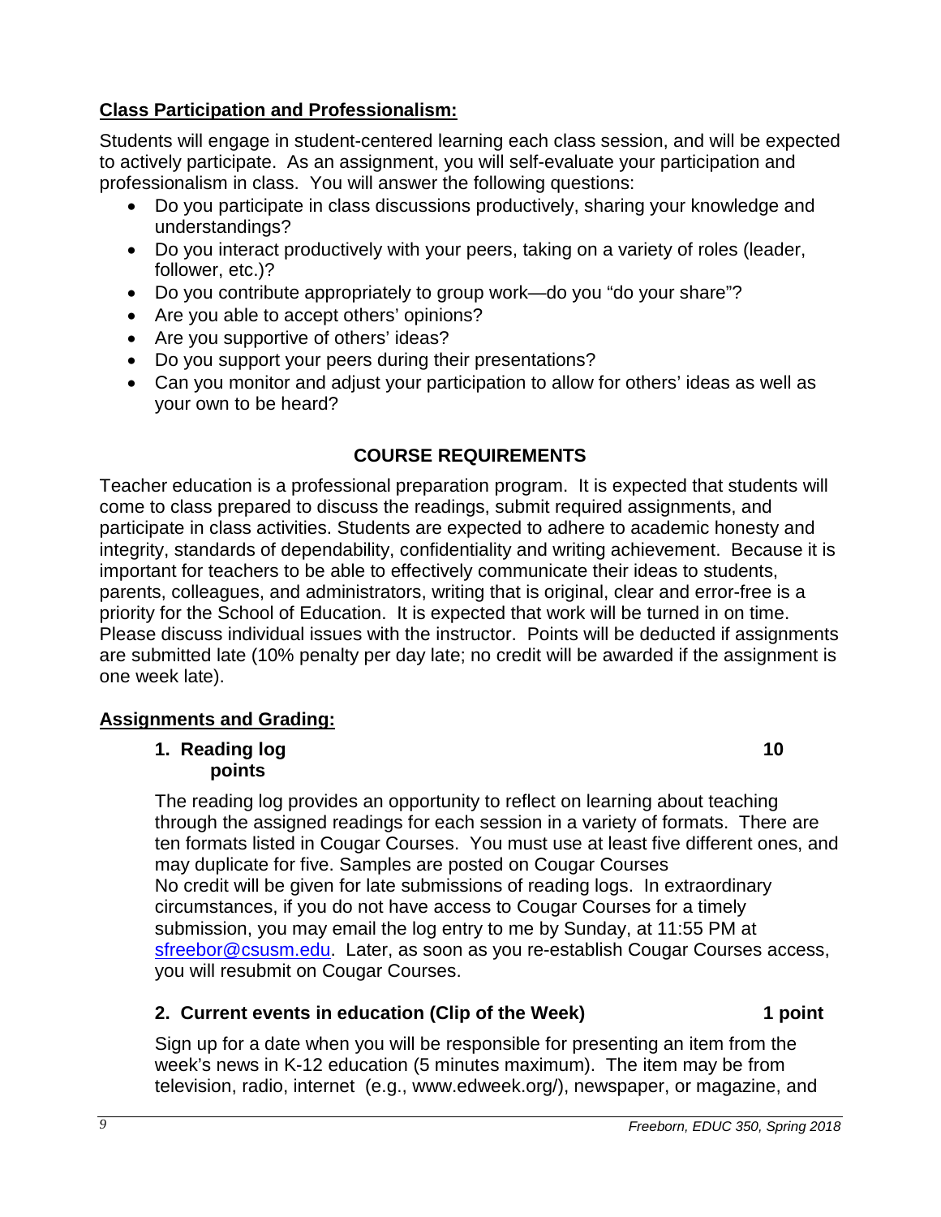**Class Participation and Professionalism:**

Students will engage in student-centered learning each class session, and will be expected to actively participate. As an assignment, you will self-evaluate your participation and professionalism in class. You will answer the following questions:

- Do you participate in class discussions productively, sharing your knowledge and understandings?
- Do you interact productively with your peers, taking on a variety of roles (leader, follower, etc.)?
- Do you contribute appropriately to group work—do you "do your share"?
- Are you able to accept others' opinions?
- Are you supportive of others' ideas?
- Do you support your peers during their presentations?
- Can you monitor and adjust your participation to allow for others' ideas as well as your own to be heard?

## COURSE REQUIREMENTS

Teacher education is a professional preparation program. It is expected that students will come to class prepared to discuss the readings, submit required assignments, and participate in class activities. Students are expected to adhere to academic honesty and integrity, standards of dependability, confidentiality and writing achievement. Because it is important for teachers to be able to effectively communicate their ideas to students, parents, colleagues, and administrators, writing that is original, clear and error-free is a priority for the School of Education. It is expected that work will be turned in on time. Please discuss individual issues with the instructor. Points will be deducted if assignments are submitted late (10% penalty per day late; no credit will be awarded if the assignment is one week late).

**Assignments and Grading:**

**1. Reading log 10 points**

The reading log provides an opportunity to reflect on learning about teaching through the assigned readings for each session in a variety of formats. There are ten formats listed in Cougar Courses. You must use at least five different ones, and may duplicate for five. Samples are posted on Cougar Courses
No credit will be given for late submissions of reading logs. In extraordinary circumstances, if you do not have access to Cougar Courses for a timely submission, you may email the log entry to me by Sunday, at 11:55 PM at sfreebor@csusm.edu. Later, as soon as you re-establish Cougar Courses access, you will resubmit on Cougar Courses.

**2. Current events in education (Clip of the Week) 1 point**

Sign up for a date when you will be responsible for presenting an item from the week's news in K-12 education (5 minutes maximum). The item may be from television, radio, internet (e.g., www.edweek.org/), newspaper, or magazine, and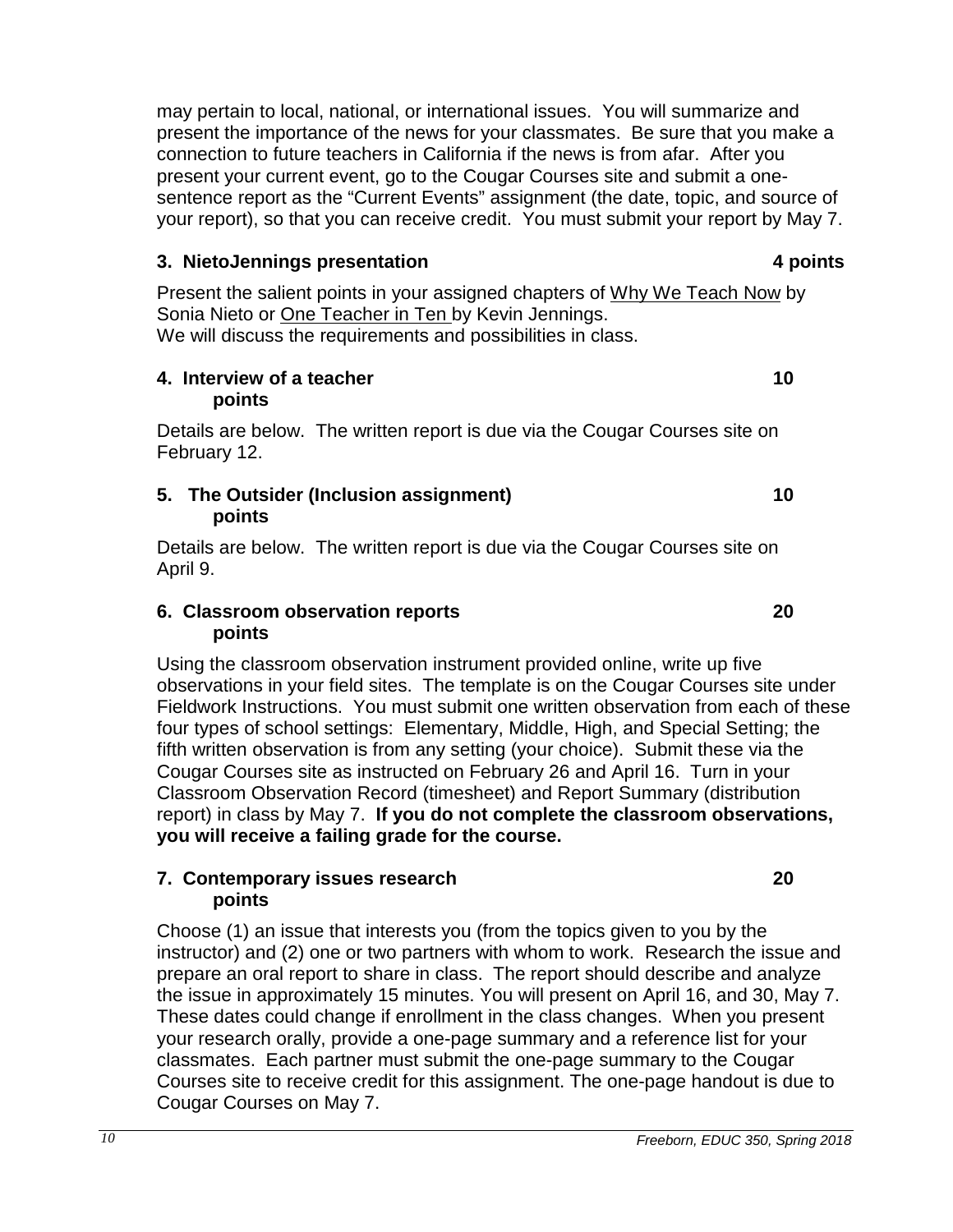may pertain to local, national, or international issues. You will summarize and present the importance of the news for your classmates. Be sure that you make a connection to future teachers in California if the news is from afar. After you present your current event, go to the Cougar Courses site and submit a one-sentence report as the "Current Events" assignment (the date, topic, and source of your report), so that you can receive credit. You must submit your report by May 7.

### 3. NietoJennings presentation — 4 points

Present the salient points in your assigned chapters of <u>Why We Teach Now</u> by Sonia Nieto or <u>One Teacher in Ten</u> by Kevin Jennings.
We will discuss the requirements and possibilities in class.

### 4. Interview of a teacher — 10 points

Details are below. The written report is due via the Cougar Courses site on February 12.

### 5. The Outsider (Inclusion assignment) — 10 points

Details are below. The written report is due via the Cougar Courses site on April 9.

### 6. Classroom observation reports — 20 points

Using the classroom observation instrument provided online, write up five observations in your field sites. The template is on the Cougar Courses site under Fieldwork Instructions. You must submit one written observation from each of these four types of school settings: Elementary, Middle, High, and Special Setting; the fifth written observation is from any setting (your choice). Submit these via the Cougar Courses site as instructed on February 26 and April 16. Turn in your Classroom Observation Record (timesheet) and Report Summary (distribution report) in class by May 7. **If you do not complete the classroom observations, you will receive a failing grade for the course.**

### 7. Contemporary issues research — 20 points

Choose (1) an issue that interests you (from the topics given to you by the instructor) and (2) one or two partners with whom to work. Research the issue and prepare an oral report to share in class. The report should describe and analyze the issue in approximately 15 minutes. You will present on April 16, and 30, May 7. These dates could change if enrollment in the class changes. When you present your research orally, provide a one-page summary and a reference list for your classmates. Each partner must submit the one-page summary to the Cougar Courses site to receive credit for this assignment. The one-page handout is due to Cougar Courses on May 7.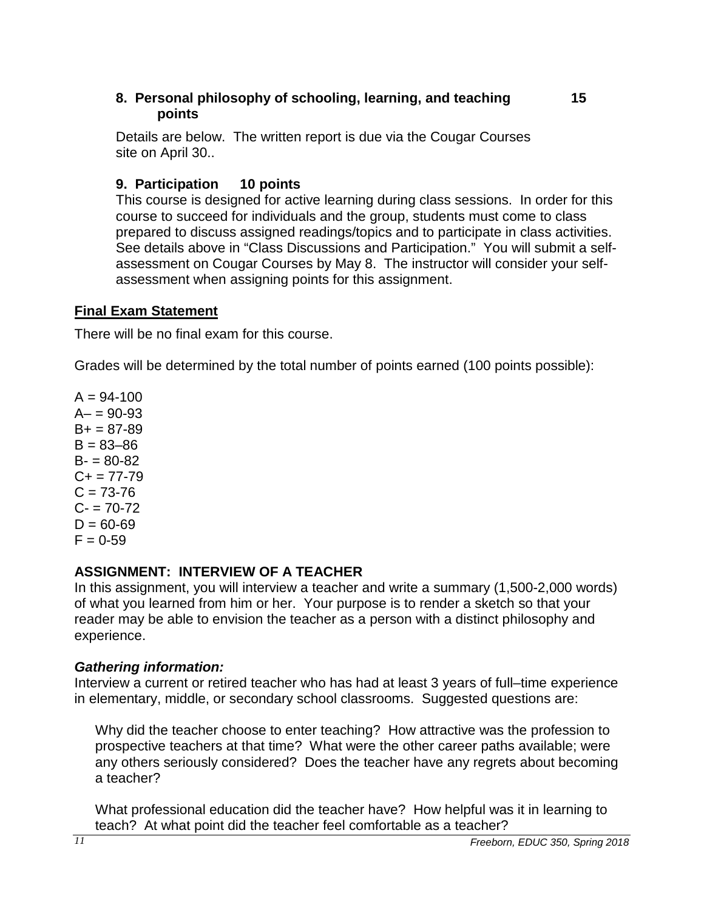**8. Personal philosophy of schooling, learning, and teaching 15 points**

Details are below. The written report is due via the Cougar Courses site on April 30..

**9. Participation 10 points**

This course is designed for active learning during class sessions. In order for this course to succeed for individuals and the group, students must come to class prepared to discuss assigned readings/topics and to participate in class activities. See details above in "Class Discussions and Participation." You will submit a self-assessment on Cougar Courses by May 8. The instructor will consider your self-assessment when assigning points for this assignment.

**Final Exam Statement**

There will be no final exam for this course.

Grades will be determined by the total number of points earned (100 points possible):

A = 94-100
A– = 90-93
B+ = 87-89
B = 83–86
B- = 80-82
C+ = 77-79
C = 73-76
C- = 70-72
D = 60-69
F = 0-59

**ASSIGNMENT: INTERVIEW OF A TEACHER**

In this assignment, you will interview a teacher and write a summary (1,500-2,000 words) of what you learned from him or her. Your purpose is to render a sketch so that your reader may be able to envision the teacher as a person with a distinct philosophy and experience.

***Gathering information:***

Interview a current or retired teacher who has had at least 3 years of full–time experience in elementary, middle, or secondary school classrooms. Suggested questions are:

Why did the teacher choose to enter teaching? How attractive was the profession to prospective teachers at that time? What were the other career paths available; were any others seriously considered? Does the teacher have any regrets about becoming a teacher?

What professional education did the teacher have? How helpful was it in learning to teach? At what point did the teacher feel comfortable as a teacher?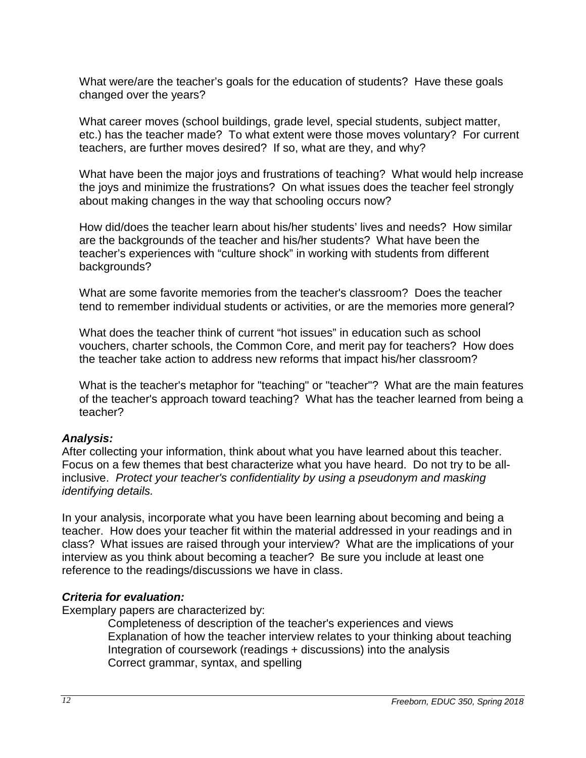What were/are the teacher's goals for the education of students? Have these goals changed over the years?

What career moves (school buildings, grade level, special students, subject matter, etc.) has the teacher made? To what extent were those moves voluntary? For current teachers, are further moves desired? If so, what are they, and why?

What have been the major joys and frustrations of teaching? What would help increase the joys and minimize the frustrations? On what issues does the teacher feel strongly about making changes in the way that schooling occurs now?

How did/does the teacher learn about his/her students' lives and needs? How similar are the backgrounds of the teacher and his/her students? What have been the teacher's experiences with "culture shock" in working with students from different backgrounds?

What are some favorite memories from the teacher's classroom? Does the teacher tend to remember individual students or activities, or are the memories more general?

What does the teacher think of current "hot issues" in education such as school vouchers, charter schools, the Common Core, and merit pay for teachers? How does the teacher take action to address new reforms that impact his/her classroom?

What is the teacher's metaphor for "teaching" or "teacher"? What are the main features of the teacher's approach toward teaching? What has the teacher learned from being a teacher?

***Analysis:***

After collecting your information, think about what you have learned about this teacher. Focus on a few themes that best characterize what you have heard. Do not try to be all-inclusive. *Protect your teacher's confidentiality by using a pseudonym and masking identifying details.*

In your analysis, incorporate what you have been learning about becoming and being a teacher. How does your teacher fit within the material addressed in your readings and in class? What issues are raised through your interview? What are the implications of your interview as you think about becoming a teacher? Be sure you include at least one reference to the readings/discussions we have in class.

***Criteria for evaluation:***

Exemplary papers are characterized by:

- Completeness of description of the teacher's experiences and views
- Explanation of how the teacher interview relates to your thinking about teaching
- Integration of coursework (readings + discussions) into the analysis
- Correct grammar, syntax, and spelling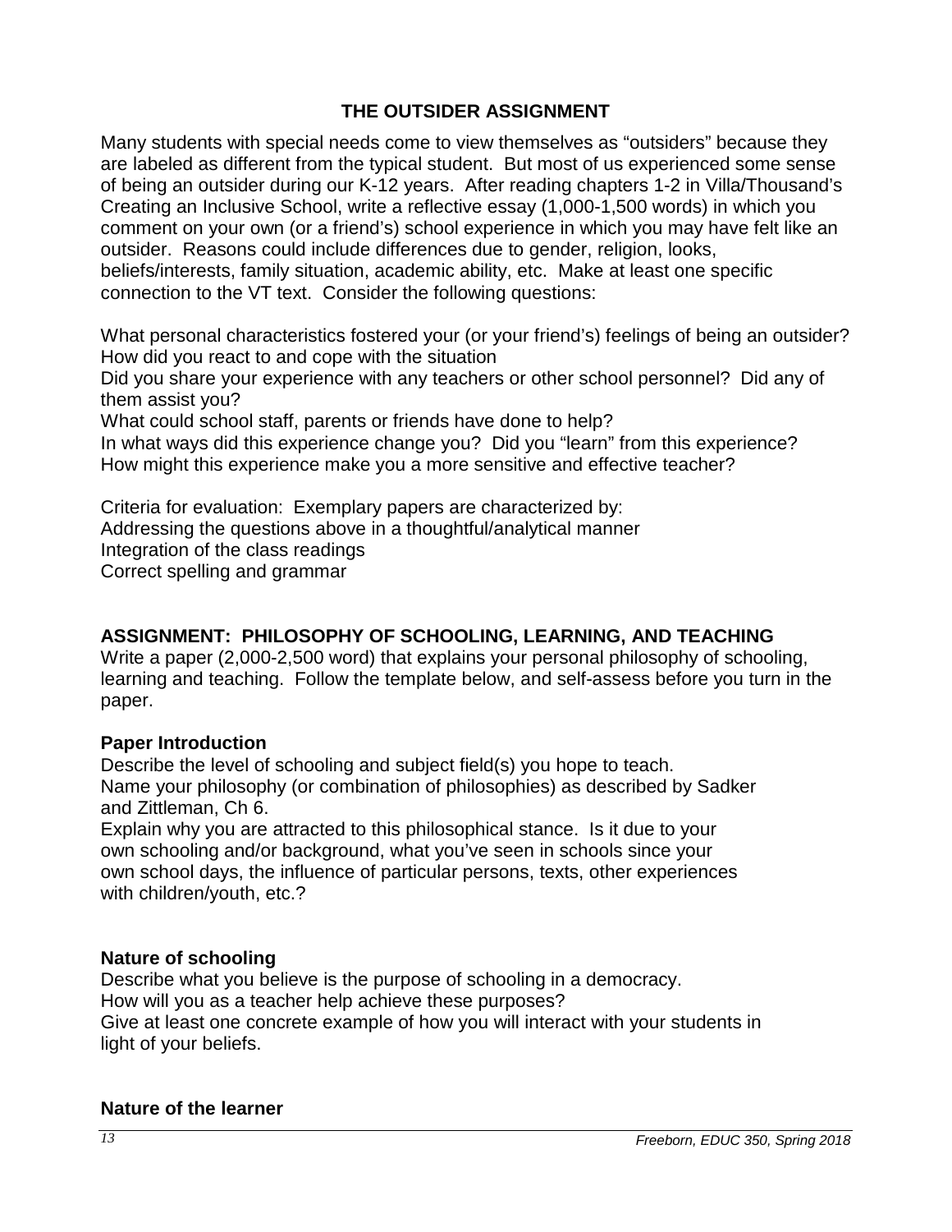## THE OUTSIDER ASSIGNMENT

Many students with special needs come to view themselves as "outsiders" because they are labeled as different from the typical student. But most of us experienced some sense of being an outsider during our K-12 years. After reading chapters 1-2 in Villa/Thousand's Creating an Inclusive School, write a reflective essay (1,000-1,500 words) in which you comment on your own (or a friend's) school experience in which you may have felt like an outsider. Reasons could include differences due to gender, religion, looks, beliefs/interests, family situation, academic ability, etc. Make at least one specific connection to the VT text. Consider the following questions:

What personal characteristics fostered your (or your friend's) feelings of being an outsider?
How did you react to and cope with the situation
Did you share your experience with any teachers or other school personnel? Did any of them assist you?
What could school staff, parents or friends have done to help?
In what ways did this experience change you? Did you "learn" from this experience?
How might this experience make you a more sensitive and effective teacher?

Criteria for evaluation: Exemplary papers are characterized by:
Addressing the questions above in a thoughtful/analytical manner
Integration of the class readings
Correct spelling and grammar

## ASSIGNMENT: PHILOSOPHY OF SCHOOLING, LEARNING, AND TEACHING

Write a paper (2,000-2,500 word) that explains your personal philosophy of schooling, learning and teaching. Follow the template below, and self-assess before you turn in the paper.

### Paper Introduction

Describe the level of schooling and subject field(s) you hope to teach.
Name your philosophy (or combination of philosophies) as described by Sadker and Zittleman, Ch 6.
Explain why you are attracted to this philosophical stance. Is it due to your own schooling and/or background, what you've seen in schools since your own school days, the influence of particular persons, texts, other experiences with children/youth, etc.?

### Nature of schooling

Describe what you believe is the purpose of schooling in a democracy.
How will you as a teacher help achieve these purposes?
Give at least one concrete example of how you will interact with your students in light of your beliefs.

### Nature of the learner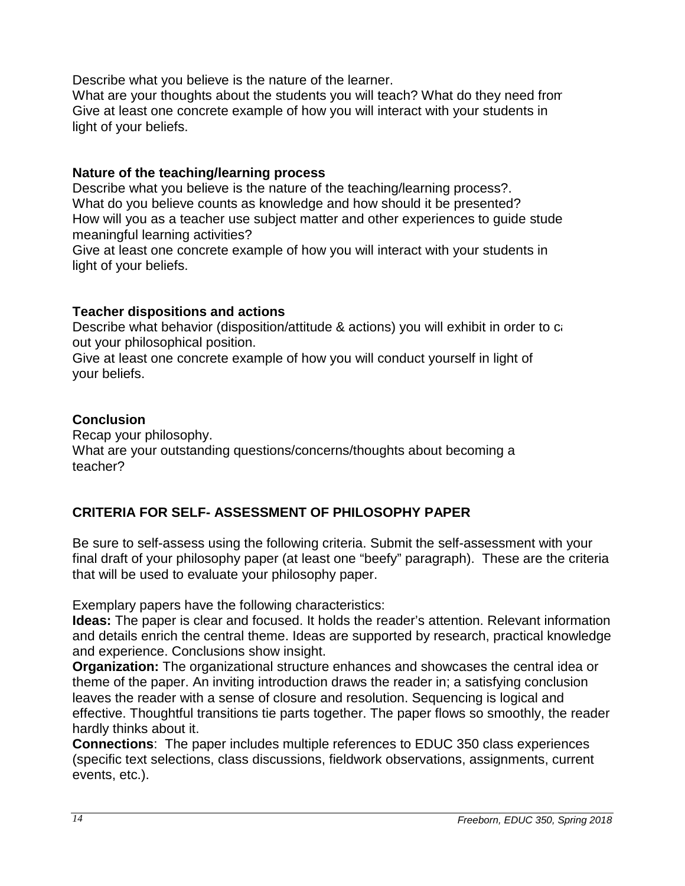Describe what you believe is the nature of the learner.
What are your thoughts about the students you will teach? What do they need from
Give at least one concrete example of how you will interact with your students in light of your beliefs.

**Nature of the teaching/learning process**
Describe what you believe is the nature of the teaching/learning process?.
What do you believe counts as knowledge and how should it be presented?
How will you as a teacher use subject matter and other experiences to guide stude meaningful learning activities?
Give at least one concrete example of how you will interact with your students in light of your beliefs.

**Teacher dispositions and actions**
Describe what behavior (disposition/attitude & actions) you will exhibit in order to ca out your philosophical position.
Give at least one concrete example of how you will conduct yourself in light of your beliefs.

**Conclusion**
Recap your philosophy.
What are your outstanding questions/concerns/thoughts about becoming a teacher?

## CRITERIA FOR SELF- ASSESSMENT OF PHILOSOPHY PAPER

Be sure to self-assess using the following criteria. Submit the self-assessment with your final draft of your philosophy paper (at least one "beefy" paragraph). These are the criteria that will be used to evaluate your philosophy paper.

Exemplary papers have the following characteristics:
**Ideas:** The paper is clear and focused. It holds the reader's attention. Relevant information and details enrich the central theme. Ideas are supported by research, practical knowledge and experience. Conclusions show insight.
**Organization:** The organizational structure enhances and showcases the central idea or theme of the paper. An inviting introduction draws the reader in; a satisfying conclusion leaves the reader with a sense of closure and resolution. Sequencing is logical and effective. Thoughtful transitions tie parts together. The paper flows so smoothly, the reader hardly thinks about it.
**Connections**: The paper includes multiple references to EDUC 350 class experiences (specific text selections, class discussions, fieldwork observations, assignments, current events, etc.).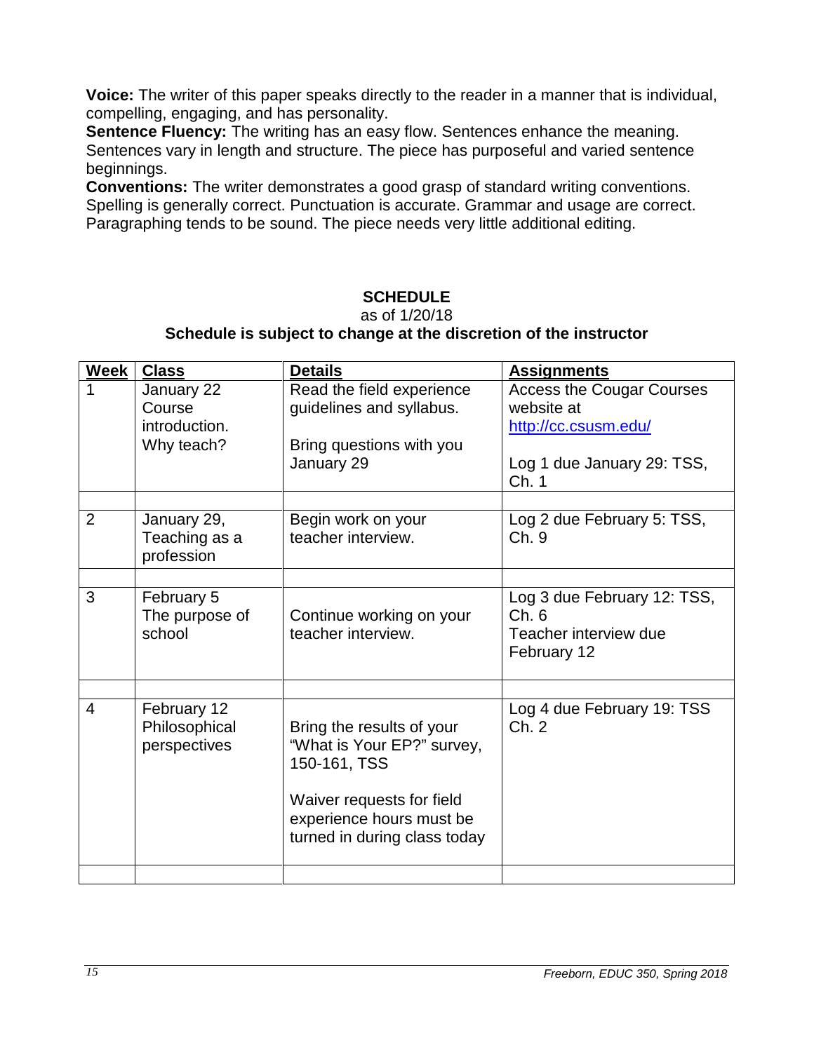**Voice:** The writer of this paper speaks directly to the reader in a manner that is individual, compelling, engaging, and has personality.
**Sentence Fluency:** The writing has an easy flow. Sentences enhance the meaning. Sentences vary in length and structure. The piece has purposeful and varied sentence beginnings.
**Conventions:** The writer demonstrates a good grasp of standard writing conventions. Spelling is generally correct. Punctuation is accurate. Grammar and usage are correct. Paragraphing tends to be sound. The piece needs very little additional editing.

## SCHEDULE

as of 1/20/18

**Schedule is subject to change at the discretion of the instructor**

| Week | Class | Details | Assignments |
|---|---|---|---|
| 1 | January 22<br>Course introduction.<br>Why teach? | Read the field experience guidelines and syllabus.<br><br>Bring questions with you January 29 | Access the Cougar Courses website at http://cc.csusm.edu/<br><br>Log 1 due January 29: TSS, Ch. 1 |
| | | | |
| 2 | January 29,<br>Teaching as a profession | Begin work on your teacher interview. | Log 2 due February 5: TSS, Ch. 9 |
| | | | |
| 3 | February 5<br>The purpose of school | Continue working on your teacher interview. | Log 3 due February 12: TSS, Ch. 6<br>Teacher interview due February 12 |
| | | | |
| 4 | February 12<br>Philosophical perspectives | Bring the results of your "What is Your EP?" survey, 150-161, TSS<br><br>Waiver requests for field experience hours must be turned in during class today | Log 4 due February 19: TSS Ch. 2 |
| | | | |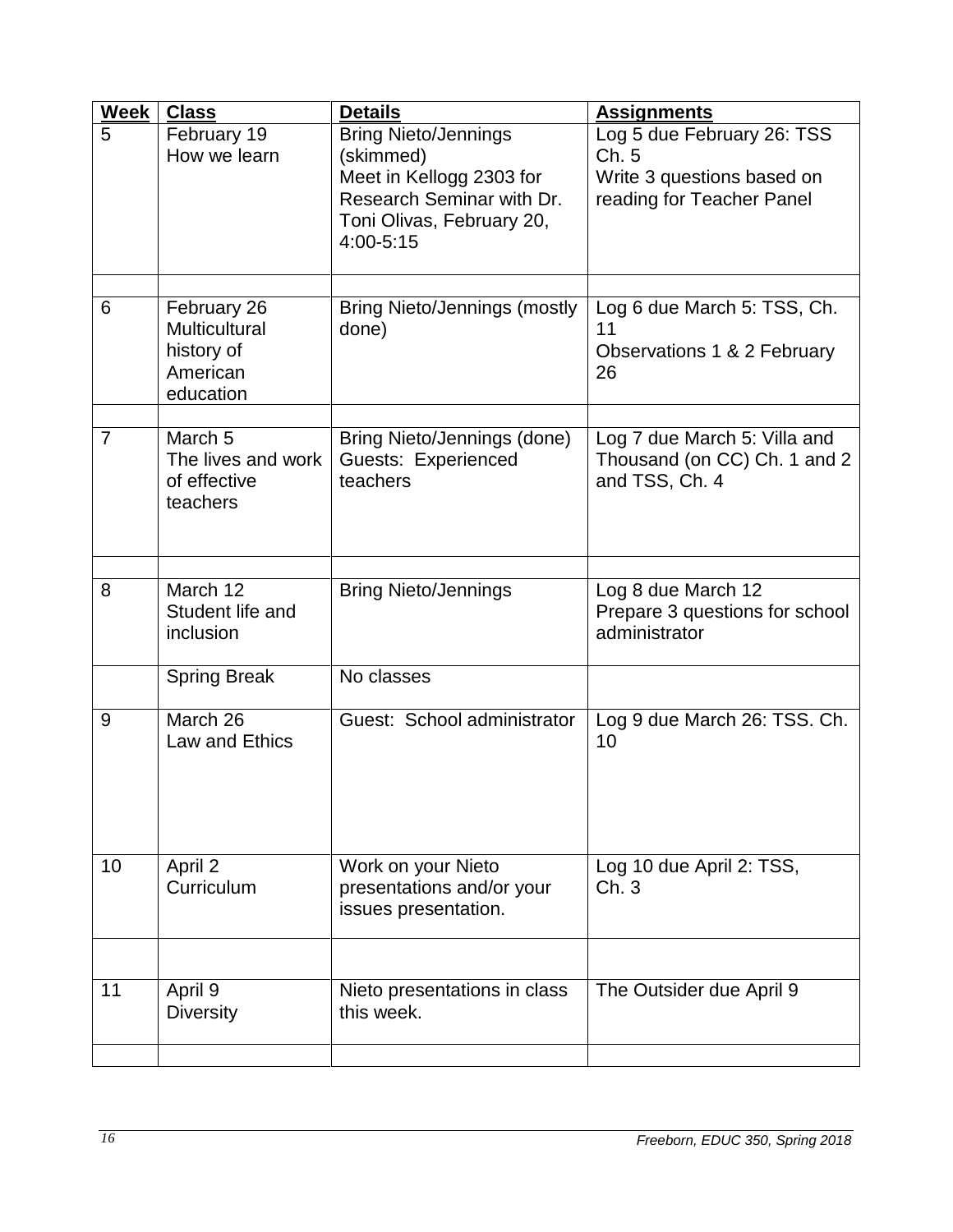| Week | Class | Details | Assignments |
|---|---|---|---|
| 5 | February 19<br>How we learn | Bring Nieto/Jennings (skimmed)<br>Meet in Kellogg 2303 for Research Seminar with Dr. Toni Olivas, February 20, 4:00-5:15 | Log 5 due February 26: TSS Ch. 5<br>Write 3 questions based on reading for Teacher Panel |
| | | | |
| 6 | February 26<br>Multicultural history of American education | Bring Nieto/Jennings (mostly done) | Log 6 due March 5: TSS, Ch. 11<br>Observations 1 & 2 February 26 |
| | | | |
| 7 | March 5<br>The lives and work of effective teachers | Bring Nieto/Jennings (done)<br>Guests: Experienced teachers | Log 7 due March 5: Villa and Thousand (on CC) Ch. 1 and 2 and TSS, Ch. 4 |
| | | | |
| 8 | March 12<br>Student life and inclusion | Bring Nieto/Jennings | Log 8 due March 12<br>Prepare 3 questions for school administrator |
| | Spring Break | No classes | |
| 9 | March 26<br>Law and Ethics | Guest: School administrator | Log 9 due March 26: TSS. Ch. 10 |
| 10 | April 2<br>Curriculum | Work on your Nieto presentations and/or your issues presentation. | Log 10 due April 2: TSS, Ch. 3 |
| | | | |
| 11 | April 9<br>Diversity | Nieto presentations in class this week. | The Outsider due April 9 |
| | | | |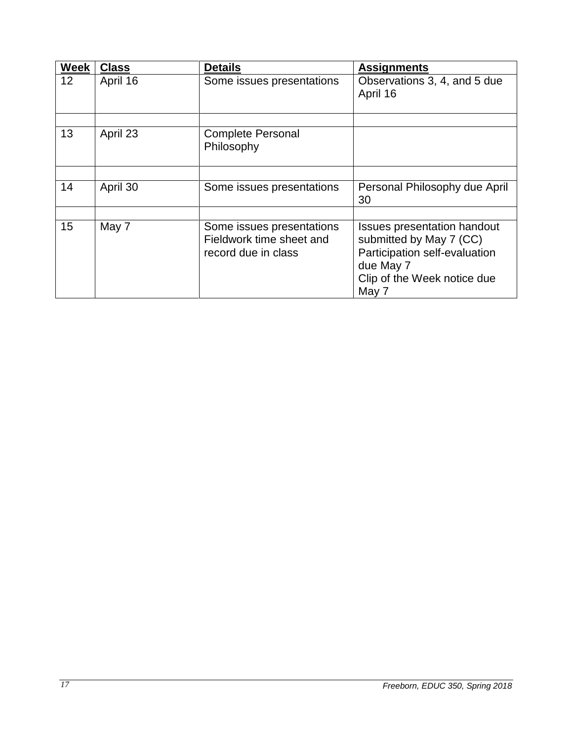| Week | Class | Details | Assignments |
|---|---|---|---|
| 12 | April 16 | Some issues presentations | Observations 3, 4, and 5 due April 16 |
| | | | |
| 13 | April 23 | Complete Personal Philosophy | |
| | | | |
| 14 | April 30 | Some issues presentations | Personal Philosophy due April 30 |
| | | | |
| 15 | May 7 | Some issues presentations<br>Fieldwork time sheet and record due in class | Issues presentation handout submitted by May 7 (CC)<br>Participation self-evaluation due May 7<br>Clip of the Week notice due May 7 |